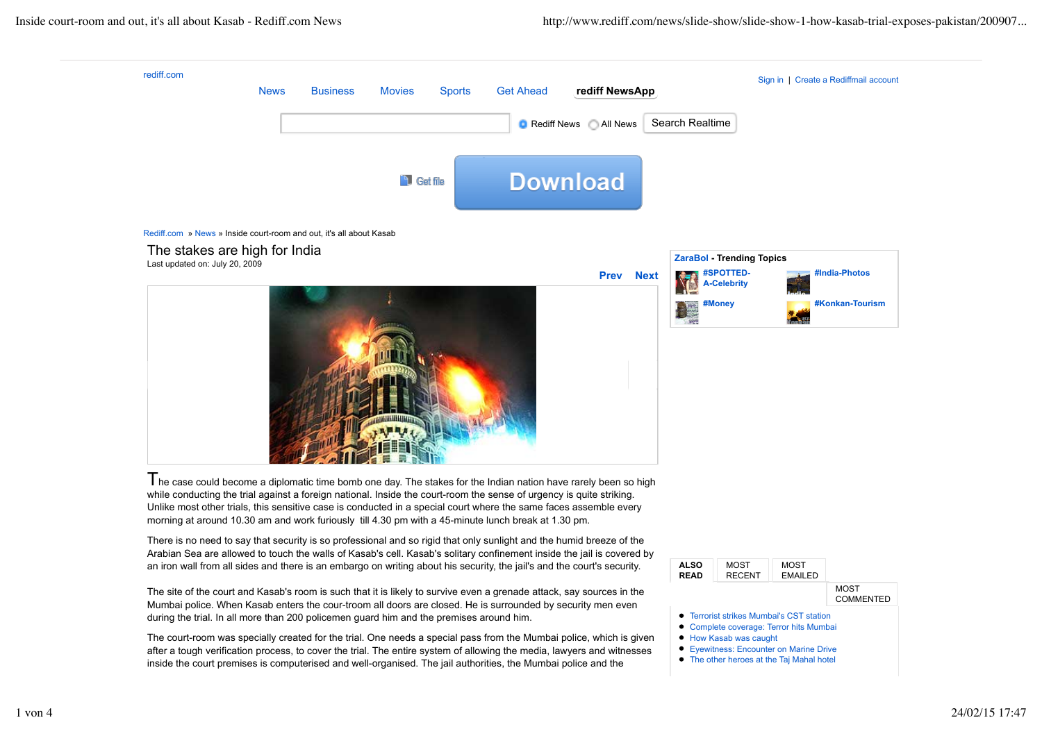rediff.com

News | Business | Movies | Sports | Get Ahead | **rediff NewsApp**

Sign in | Create a Rediffmail account

Rediff News  All News  Search Realtime

Get file  Download

Rediff.com » News » Inside court-room and out, it's all about Kasab

# The stakes are high for India

Last updated on: July 20, 2009

**Prev** **Next**

The case could become a diplomatic time bomb one day. The stakes for the Indian nation have rarely been so high while conducting the trial against a foreign national. Inside the court-room the sense of urgency is quite striking. Unlike most other trials, this sensitive case is conducted in a special court where the same faces assemble every morning at around 10.30 am and work furiously till 4.30 pm with a 45-minute lunch break at 1.30 pm.

There is no need to say that security is so professional and so rigid that only sunlight and the humid breeze of the Arabian Sea are allowed to touch the walls of Kasab's cell. Kasab's solitary confinement inside the jail is covered by an iron wall from all sides and there is an embargo on writing about his security, the jail's and the court's security.

The site of the court and Kasab's room is such that it is likely to survive even a grenade attack, say sources in the Mumbai police. When Kasab enters the cour-troom all doors are closed. He is surrounded by security men even during the trial. In all more than 200 policemen guard him and the premises around him.

The court-room was specially created for the trial. One needs a special pass from the Mumbai police, which is given after a tough verification process, to cover the trial. The entire system of allowing the media, lawyers and witnesses inside the court premises is computerised and well-organised. The jail authorities, the Mumbai police and the

**ZaraBol** - **Trending Topics**

- #SPOTTED-A-Celebrity
- #India-Photos
- #Money
- #Konkan-Tourism

**ALSO READ** | MOST RECENT | MOST EMAILED | MOST COMMENTED

- Terrorist strikes Mumbai's CST station
- Complete coverage: Terror hits Mumbai
- How Kasab was caught
- Eyewitness: Encounter on Marine Drive
- The other heroes at the Taj Mahal hotel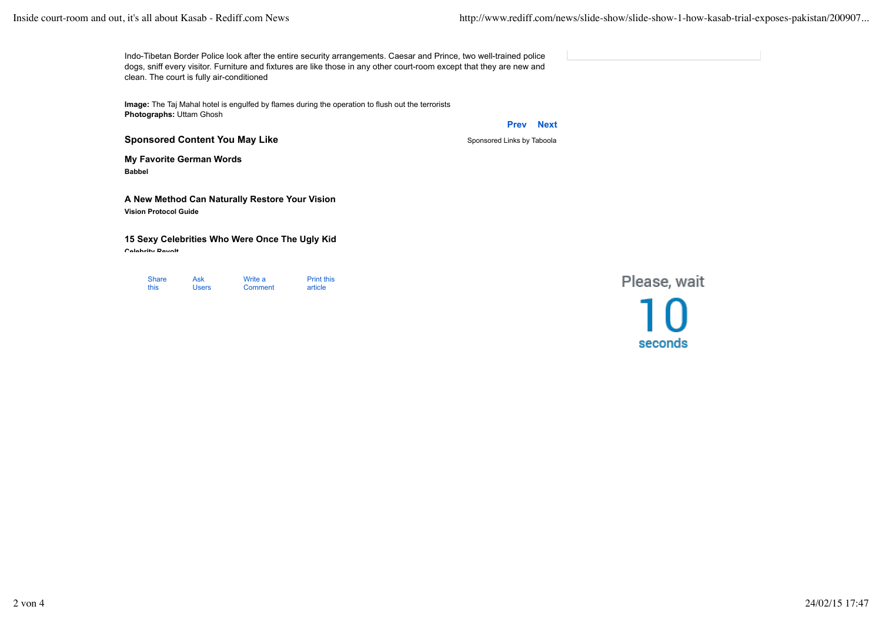Indo-Tibetan Border Police look after the entire security arrangements. Caesar and Prince, two well-trained police dogs, sniff every visitor. Furniture and fixtures are like those in any other court-room except that they are new and clean. The court is fully air-conditioned

**Image:** The Taj Mahal hotel is engulfed by flames during the operation to flush out the terrorists
**Photographs:** Uttam Ghosh

**Prev** **Next**

### Sponsored Content You May Like

Sponsored Links by Taboola

**My Favorite German Words**
**Babbel**

**A New Method Can Naturally Restore Your Vision**
**Vision Protocol Guide**

**15 Sexy Celebrities Who Were Once The Ugly Kid**
**Celebrity Revolt**

Share this | Ask Users | Write a Comment | Print this article

Please, wait
10
seconds